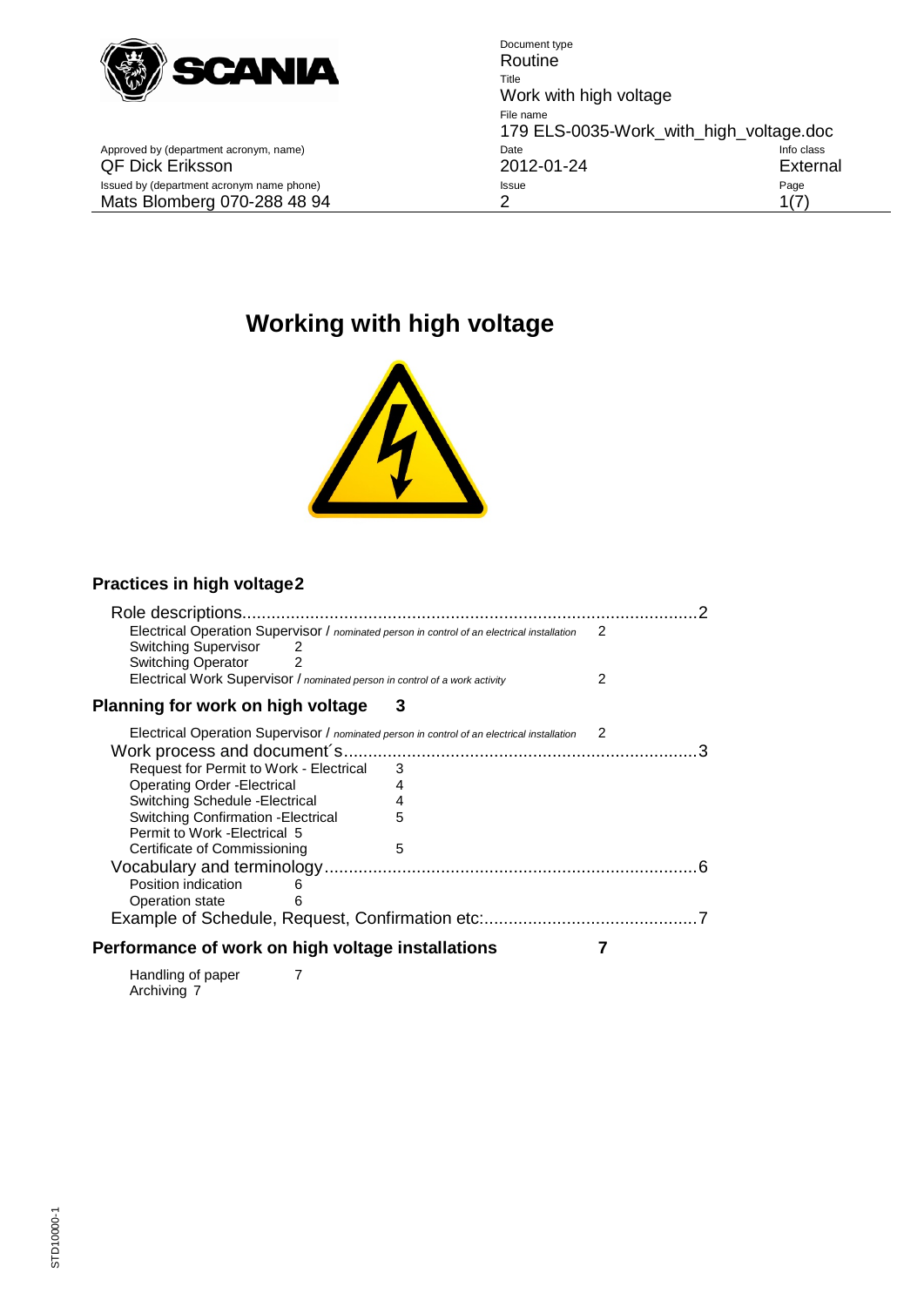| Document type | |
|---|---|
| | Routine |
| | Title |
| | Work with high voltage |
| | File name |
| | 179 ELS-0035-Work_with_high_voltage.doc |

| Approved by (department acronym, name) | Date | Info class |
|---|---|---|
| QF Dick Eriksson | 2012-01-24 | External |
| **Issued by (department acronym name phone)** | **Issue** | |
| Mats Blomberg 070-288 48 94 | 2 | |

# Working with high voltage

**Practices in high voltage** 2

Role descriptions ........ 2

- Electrical Operation Supervisor / *nominated person in control of an electrical installation* 2
- Switching Supervisor 2
- Switching Operator 2
- Electrical Work Supervisor / *nominated person in control of a work activity* 2

**Planning for work on high voltage** 3

- Electrical Operation Supervisor / *nominated person in control of an electrical installation* 2

Work process and document´s ........ 3

- Request for Permit to Work - Electrical 3
- Operating Order -Electrical 4
- Switching Schedule -Electrical 4
- Switching Confirmation -Electrical 5
- Permit to Work -Electrical 5
- Certificate of Commissioning 5

Vocabulary and terminology ........ 6

- Position indication 6
- Operation state 6

Example of Schedule, Request, Confirmation etc: ........ 7

**Performance of work on high voltage installations** 7

- Handling of paper 7
- Archiving 7

STD10000-1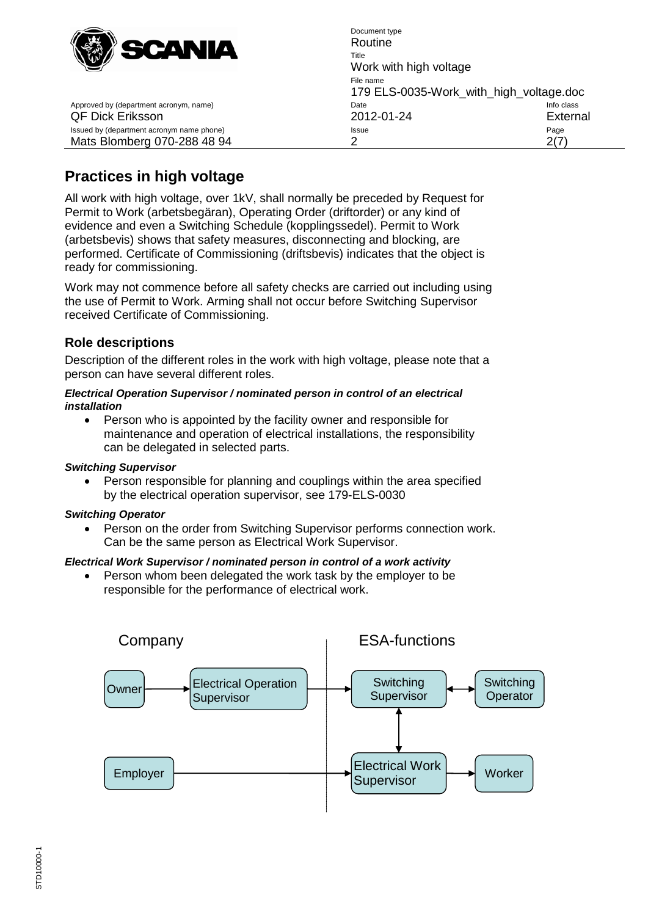# Practices in high voltage

All work with high voltage, over 1kV, shall normally be preceded by Request for Permit to Work (arbetsbegäran), Operating Order (driftorder) or any kind of evidence and even a Switching Schedule (kopplingssedel). Permit to Work (arbetsbevis) shows that safety measures, disconnecting and blocking, are performed. Certificate of Commissioning (driftsbevis) indicates that the object is ready for commissioning.

Work may not commence before all safety checks are carried out including using the use of Permit to Work. Arming shall not occur before Switching Supervisor received Certificate of Commissioning.

## Role descriptions

Description of the different roles in the work with high voltage, please note that a person can have several different roles.

***Electrical Operation Supervisor / nominated person in control of an electrical installation***

- Person who is appointed by the facility owner and responsible for maintenance and operation of electrical installations, the responsibility can be delegated in selected parts.

***Switching Supervisor***

- Person responsible for planning and couplings within the area specified by the electrical operation supervisor, see 179-ELS-0030

***Switching Operator***

- Person on the order from Switching Supervisor performs connection work. Can be the same person as Electrical Work Supervisor.

***Electrical Work Supervisor / nominated person in control of a work activity***

- Person whom been delegated the work task by the employer to be responsible for the performance of electrical work.

Company | ESA-functions

Owner → Electrical Operation Supervisor → Switching Supervisor ↔ Switching Operator

Switching Supervisor ↔ Electrical Work Supervisor

Employer → Electrical Work Supervisor → Worker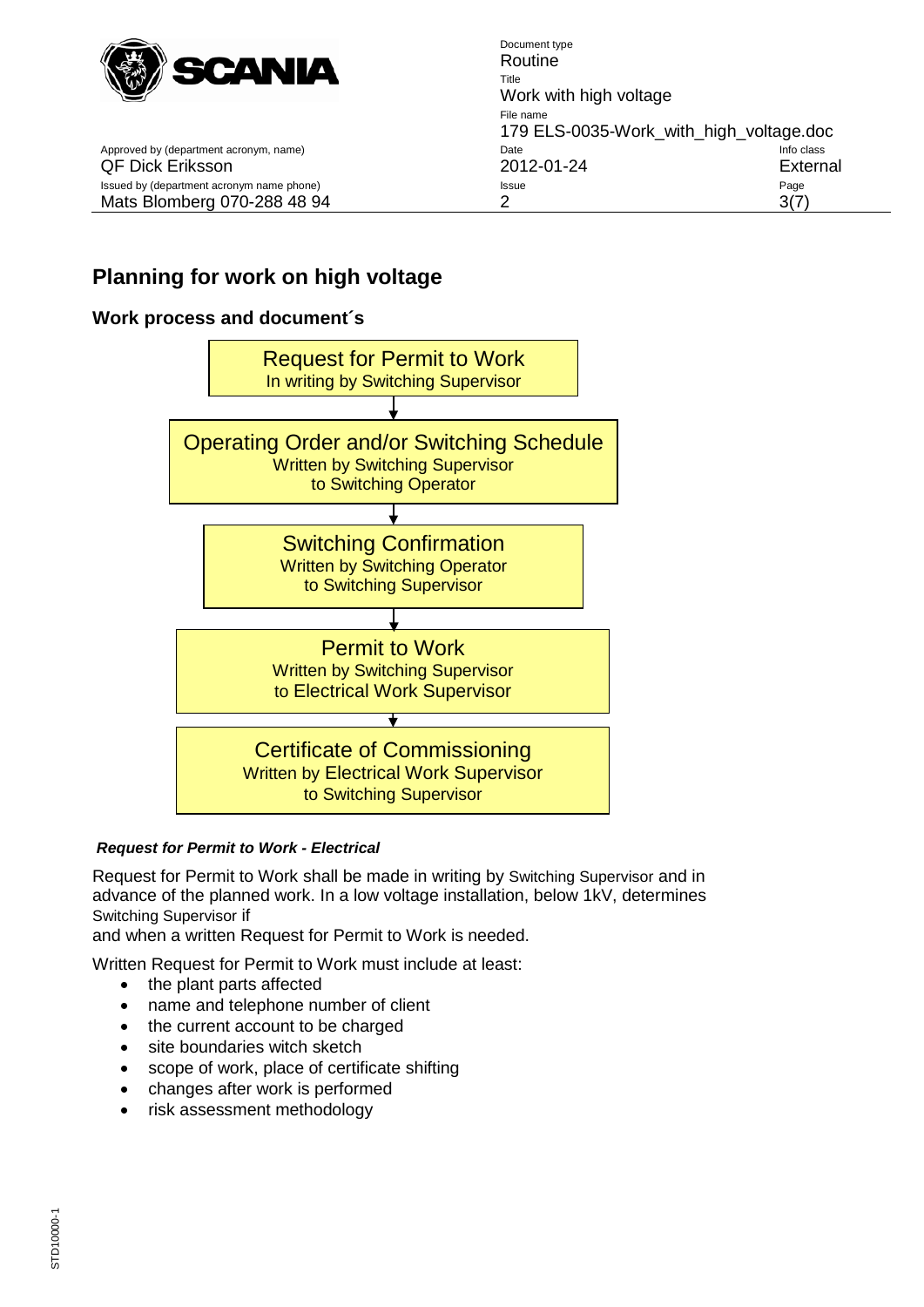## Planning for work on high voltage

### Work process and document´s

**Request for Permit to Work**
In writing by Switching Supervisor

↓

**Operating Order and/or Switching Schedule**
Written by Switching Supervisor
to Switching Operator

↓

**Switching Confirmation**
Written by Switching Operator
to Switching Supervisor

↓

**Permit to Work**
Written by Switching Supervisor
to Electrical Work Supervisor

↓

**Certificate of Commissioning**
Written by Electrical Work Supervisor
to Switching Supervisor

***Request for Permit to Work - Electrical***

Request for Permit to Work shall be made in writing by Switching Supervisor and in advance of the planned work. In a low voltage installation, below 1kV, determines Switching Supervisor if
and when a written Request for Permit to Work is needed.

Written Request for Permit to Work must include at least:

- the plant parts affected
- name and telephone number of client
- the current account to be charged
- site boundaries witch sketch
- scope of work, place of certificate shifting
- changes after work is performed
- risk assessment methodology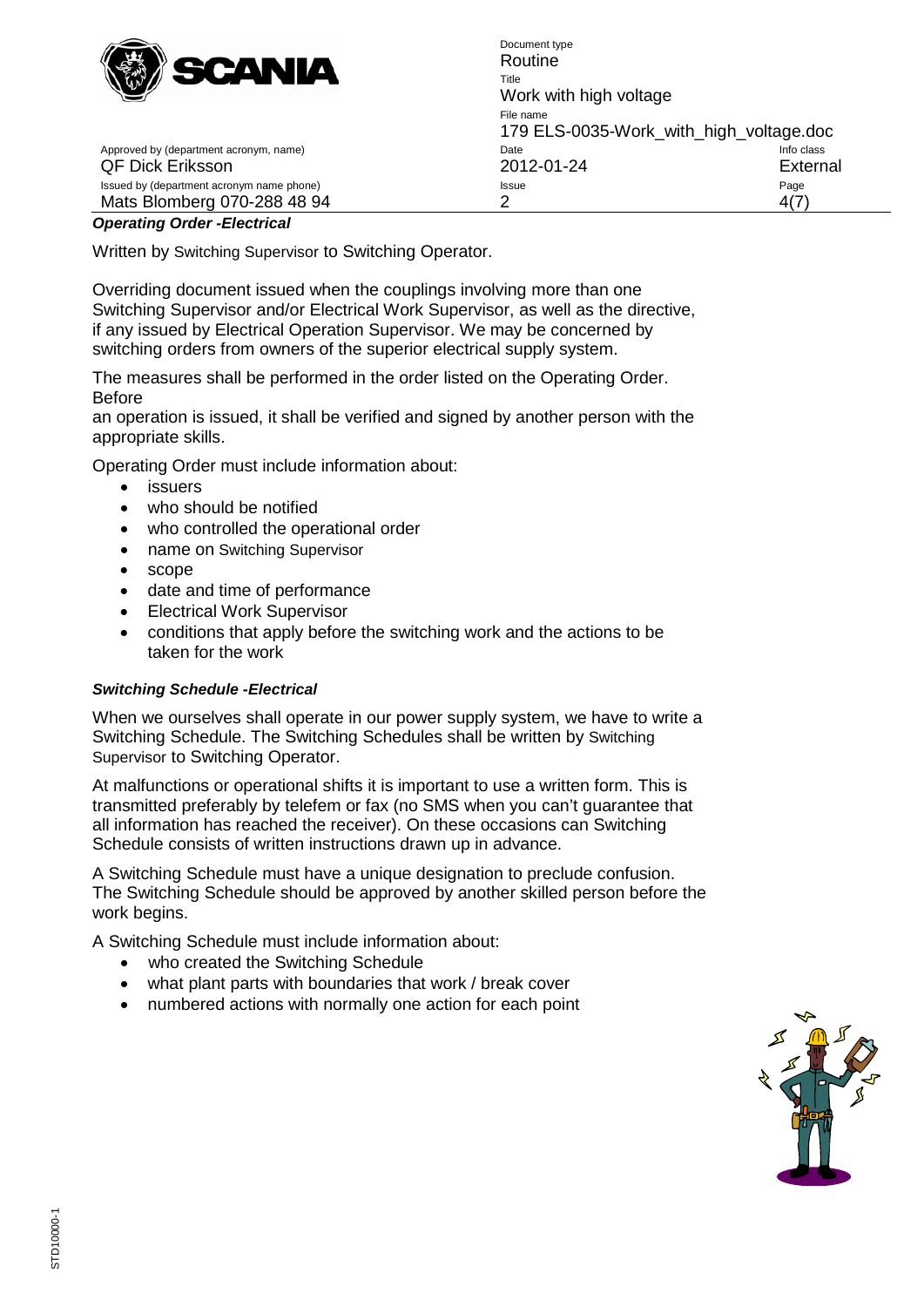***Operating Order -Electrical***

Written by Switching Supervisor to Switching Operator.

Overriding document issued when the couplings involving more than one Switching Supervisor and/or Electrical Work Supervisor, as well as the directive, if any issued by Electrical Operation Supervisor. We may be concerned by switching orders from owners of the superior electrical supply system.

The measures shall be performed in the order listed on the Operating Order. Before
an operation is issued, it shall be verified and signed by another person with the appropriate skills.

Operating Order must include information about:

- issuers
- who should be notified
- who controlled the operational order
- name on Switching Supervisor
- scope
- date and time of performance
- Electrical Work Supervisor
- conditions that apply before the switching work and the actions to be taken for the work

***Switching Schedule -Electrical***

When we ourselves shall operate in our power supply system, we have to write a Switching Schedule. The Switching Schedules shall be written by Switching Supervisor to Switching Operator.

At malfunctions or operational shifts it is important to use a written form. This is transmitted preferably by telefem or fax (no SMS when you can't guarantee that all information has reached the receiver). On these occasions can Switching Schedule consists of written instructions drawn up in advance.

A Switching Schedule must have a unique designation to preclude confusion. The Switching Schedule should be approved by another skilled person before the work begins.

A Switching Schedule must include information about:

- who created the Switching Schedule
- what plant parts with boundaries that work / break cover
- numbered actions with normally one action for each point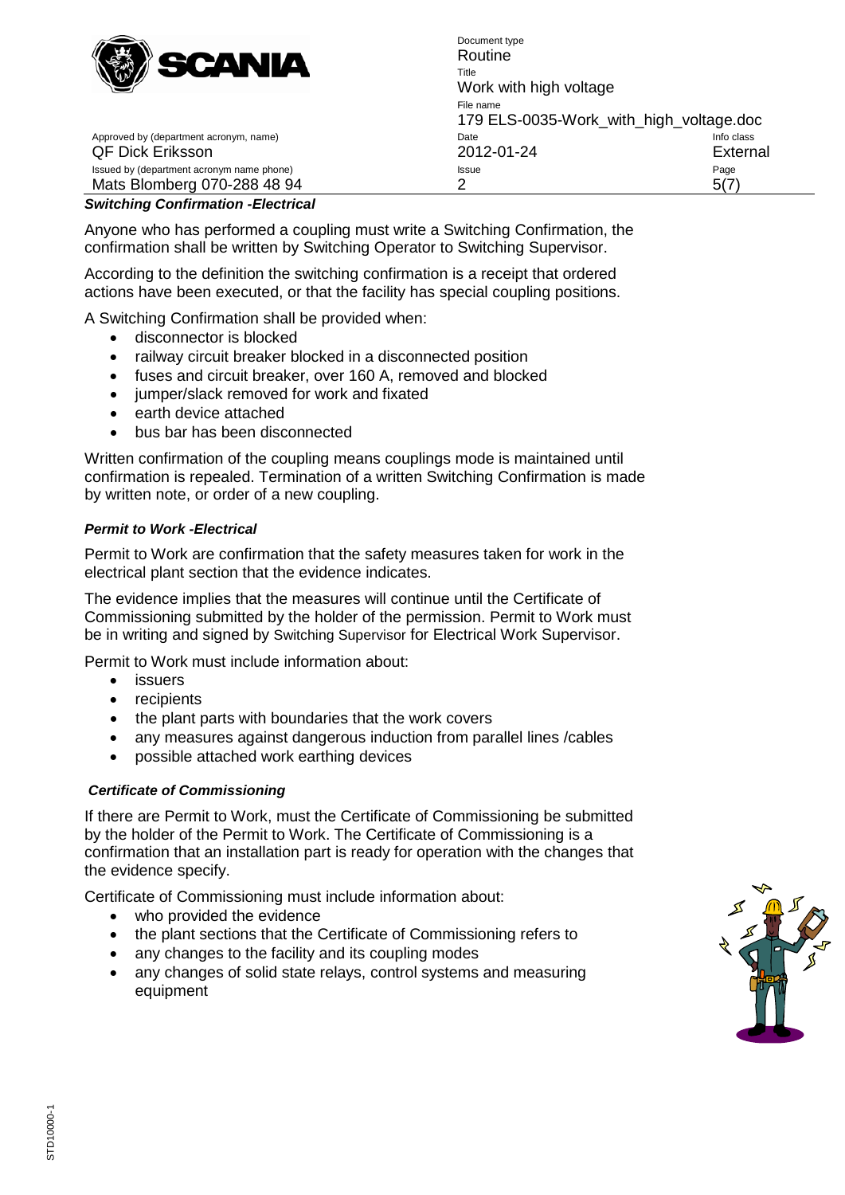***Switching Confirmation -Electrical***

Anyone who has performed a coupling must write a Switching Confirmation, the confirmation shall be written by Switching Operator to Switching Supervisor.

According to the definition the switching confirmation is a receipt that ordered actions have been executed, or that the facility has special coupling positions.

A Switching Confirmation shall be provided when:

- disconnector is blocked
- railway circuit breaker blocked in a disconnected position
- fuses and circuit breaker, over 160 A, removed and blocked
- jumper/slack removed for work and fixated
- earth device attached
- bus bar has been disconnected

Written confirmation of the coupling means couplings mode is maintained until confirmation is repealed. Termination of a written Switching Confirmation is made by written note, or order of a new coupling.

***Permit to Work -Electrical***

Permit to Work are confirmation that the safety measures taken for work in the electrical plant section that the evidence indicates.

The evidence implies that the measures will continue until the Certificate of Commissioning submitted by the holder of the permission. Permit to Work must be in writing and signed by Switching Supervisor for Electrical Work Supervisor.

Permit to Work must include information about:

- issuers
- recipients
- the plant parts with boundaries that the work covers
- any measures against dangerous induction from parallel lines /cables
- possible attached work earthing devices

***Certificate of Commissioning***

If there are Permit to Work, must the Certificate of Commissioning be submitted by the holder of the Permit to Work. The Certificate of Commissioning is a confirmation that an installation part is ready for operation with the changes that the evidence specify.

Certificate of Commissioning must include information about:

- who provided the evidence
- the plant sections that the Certificate of Commissioning refers to
- any changes to the facility and its coupling modes
- any changes of solid state relays, control systems and measuring equipment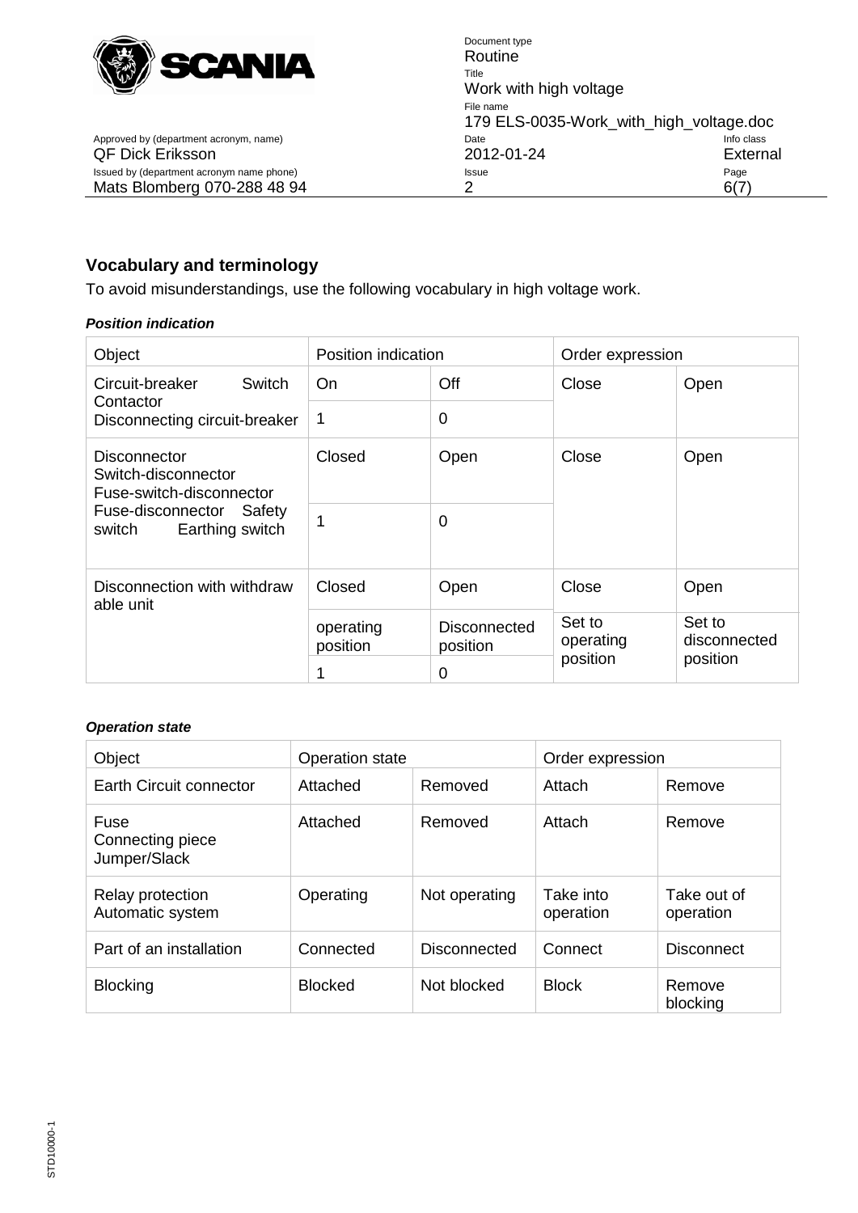## Vocabulary and terminology

To avoid misunderstandings, use the following vocabulary in high voltage work.

***Position indication***

| Object | Position indication | | Order expression | |
|---|---|---|---|---|
| Circuit-breaker Switch Contactor Disconnecting circuit-breaker | On | Off | Close | Open |
| | 1 | 0 | | |
| Disconnector Switch-disconnector Fuse-switch-disconnector Fuse-disconnector Safety switch Earthing switch | Closed | Open | Close | Open |
| | 1 | 0 | | |
| Disconnection with withdraw able unit | Closed | Open | Close | Open |
| | operating position | Disconnected position | Set to operating position | Set to disconnected position |
| | 1 | 0 | | |

***Operation state***

| Object | Operation state | | Order expression | |
|---|---|---|---|---|
| Earth Circuit connector | Attached | Removed | Attach | Remove |
| Fuse Connecting piece Jumper/Slack | Attached | Removed | Attach | Remove |
| Relay protection Automatic system | Operating | Not operating | Take into operation | Take out of operation |
| Part of an installation | Connected | Disconnected | Connect | Disconnect |
| Blocking | Blocked | Not blocked | Block | Remove blocking |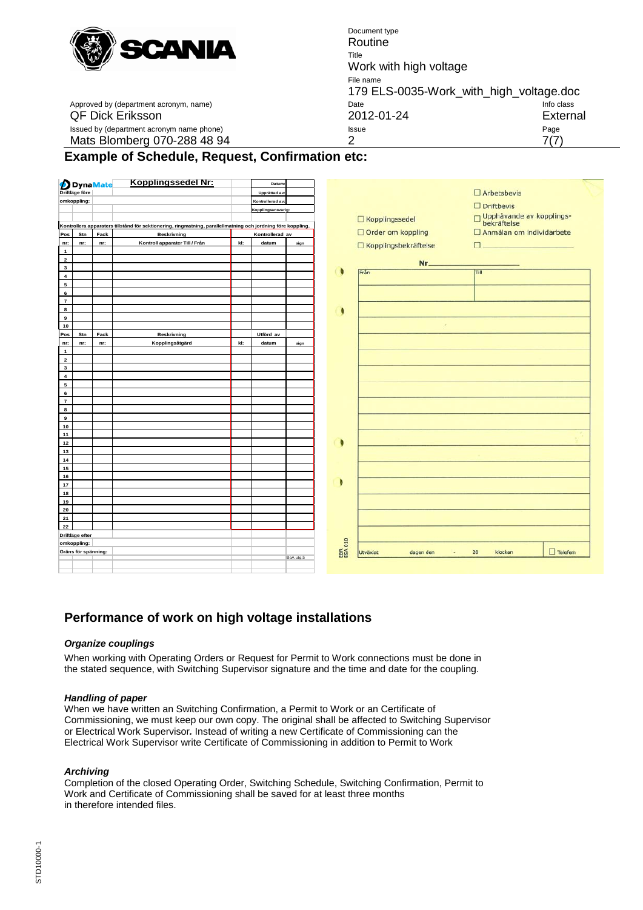## Example of Schedule, Request, Confirmation etc:

| | | | | | | |
|---|---|---|---|---|---|---|
| DynaMate | | | **Kopplingssedel Nr:** | | Datum: | |
| Driftläge före | | | | | Upprättad av: | |
| omkoppling: | | | | | Kontrollerad av: | |
| | | | | | Kopplingsansvarig: | |
| Kontrollera apparaters tillstånd för sektionering, ringmatning, parallellmatning och jordning före koppling. | | | | | | |
| Pos | Stn | Fack | Beskrivning | | Kontrollerad av | |
| nr: | nr: | nr: | Kontroll apparater Till / Från | kl: | datum | sign |
| 1 | | | | | | |
| 2 | | | | | | |
| 3 | | | | | | |
| 4 | | | | | | |
| 5 | | | | | | |
| 6 | | | | | | |
| 7 | | | | | | |
| 8 | | | | | | |
| 9 | | | | | | |
| 10 | | | | | | |
| Pos | Stn | Fack | Beskrivning | | Utförd av | |
| nr: | nr: | nr: | Kopplingsåtgärd | kl: | datum | sign |
| 1 | | | | | | |
| 2 | | | | | | |
| 3 | | | | | | |
| 4 | | | | | | |
| 5 | | | | | | |
| 6 | | | | | | |
| 7 | | | | | | |
| 8 | | | | | | |
| 9 | | | | | | |
| 10 | | | | | | |
| 11 | | | | | | |
| 12 | | | | | | |
| 13 | | | | | | |
| 14 | | | | | | |
| 15 | | | | | | |
| 16 | | | | | | |
| 17 | | | | | | |
| 18 | | | | | | |
| 19 | | | | | | |
| 20 | | | | | | |
| 21 | | | | | | |
| 22 | | | | | | |
| Driftläge efter | | | | | | |
| omkoppling: | | | | | | |
| Gräns för spänning: | | | | | | BoA utg.5 |

☐ Arbetsbevis
☐ Driftbevis
☐ Kopplingssedel
☐ Upphävande av kopplingsbekräftelse
☐ Order om koppling
☐ Anmälan om individarbete
☐ Kopplingsbekräftelse
☐

Nr.\_\_\_\_\_\_\_\_\_\_

| Från | Till |
|---|---|
| | |
| | |

EBR ESA 010

Utväxlat dagen den - 20 klockan ☐ Telefon

## Performance of work on high voltage installations

***Organize couplings***

When working with Operating Orders or Request for Permit to Work connections must be done in the stated sequence, with Switching Supervisor signature and the time and date for the coupling.

***Handling of paper***

When we have written an Switching Confirmation, a Permit to Work or an Certificate of Commissioning, we must keep our own copy. The original shall be affected to Switching Supervisor or Electrical Work Supervisor**.** Instead of writing a new Certificate of Commissioning can the Electrical Work Supervisor write Certificate of Commissioning in addition to Permit to Work

***Archiving***

Completion of the closed Operating Order, Switching Schedule, Switching Confirmation, Permit to Work and Certificate of Commissioning shall be saved for at least three months in therefore intended files.